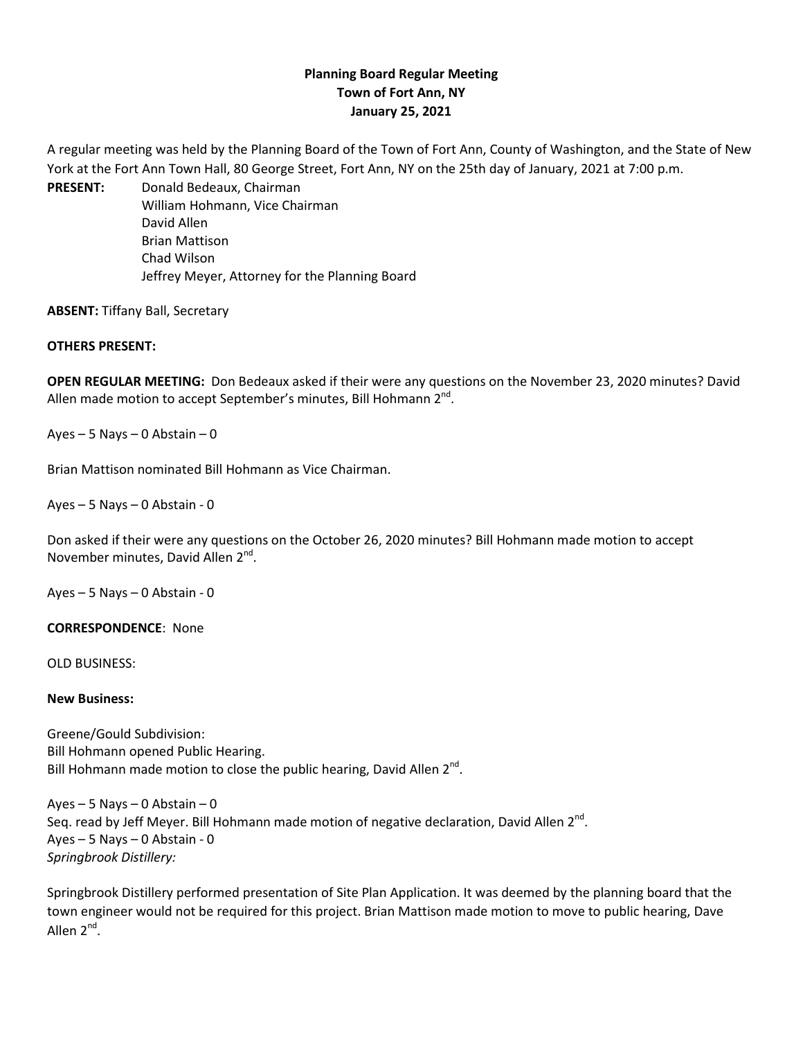**Planning Board Regular Meeting**
**Town of Fort Ann, NY**
**January 25, 2021**

A regular meeting was held by the Planning Board of the Town of Fort Ann, County of Washington, and the State of New York at the Fort Ann Town Hall, 80 George Street, Fort Ann, NY on the 25th day of January, 2021 at 7:00 p.m.

**PRESENT:** Donald Bedeaux, Chairman
William Hohmann, Vice Chairman
David Allen
Brian Mattison
Chad Wilson
Jeffrey Meyer, Attorney for the Planning Board

**ABSENT:** Tiffany Ball, Secretary

**OTHERS PRESENT:**

**OPEN REGULAR MEETING:** Don Bedeaux asked if their were any questions on the November 23, 2020 minutes? David Allen made motion to accept September's minutes, Bill Hohmann 2nd.

Ayes – 5 Nays – 0 Abstain – 0

Brian Mattison nominated Bill Hohmann as Vice Chairman.

Ayes – 5 Nays – 0 Abstain - 0

Don asked if their were any questions on the October 26, 2020 minutes? Bill Hohmann made motion to accept November minutes, David Allen 2nd.

Ayes – 5 Nays – 0 Abstain - 0

**CORRESPONDENCE**: None

OLD BUSINESS:

**New Business:**

Greene/Gould Subdivision:
Bill Hohmann opened Public Hearing.
Bill Hohmann made motion to close the public hearing, David Allen 2nd.

Ayes – 5 Nays – 0 Abstain – 0
Seq. read by Jeff Meyer. Bill Hohmann made motion of negative declaration, David Allen 2nd.
Ayes – 5 Nays – 0 Abstain - 0
*Springbrook Distillery:*

Springbrook Distillery performed presentation of Site Plan Application. It was deemed by the planning board that the town engineer would not be required for this project. Brian Mattison made motion to move to public hearing, Dave Allen 2nd.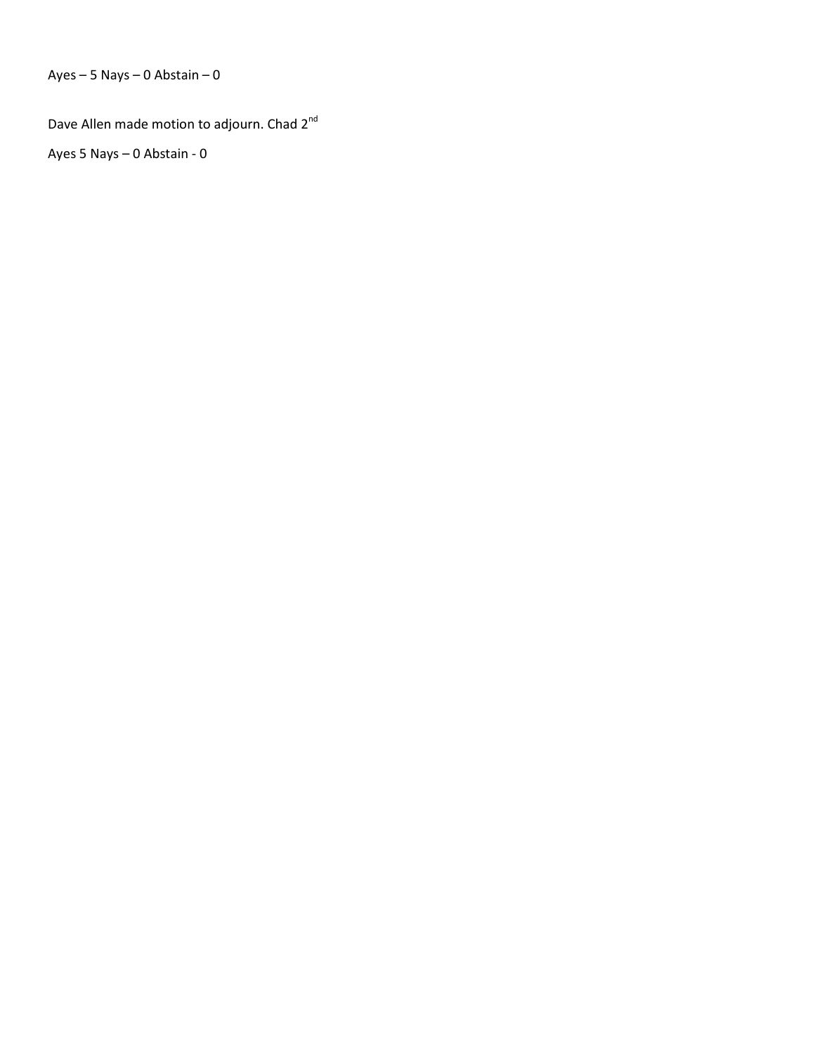Ayes – 5 Nays – 0 Abstain – 0

Dave Allen made motion to adjourn. Chad 2nd

Ayes 5 Nays – 0 Abstain - 0